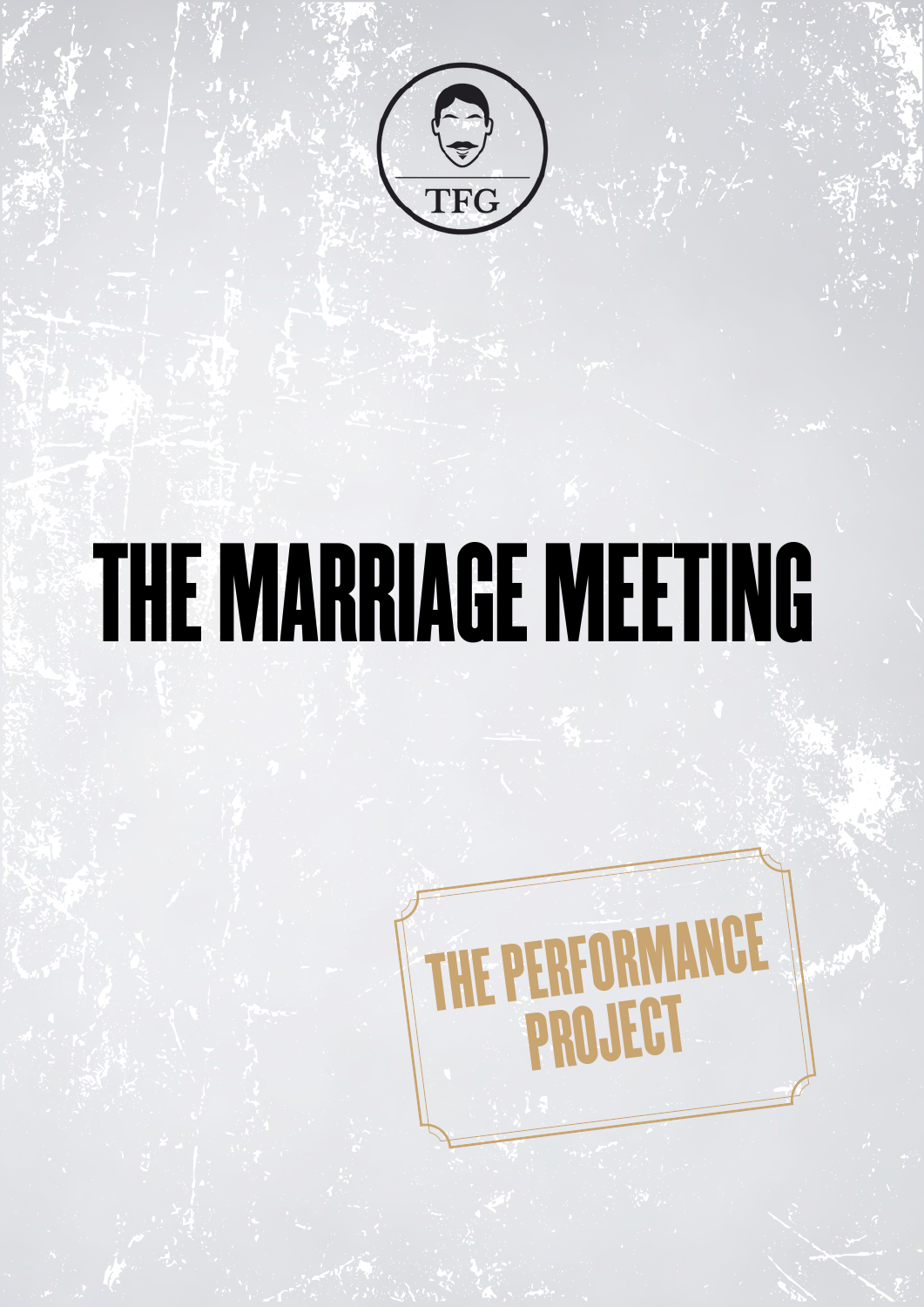TFG

# THE MARRIAGE MEETING

THE PERFORMANCE PROJECT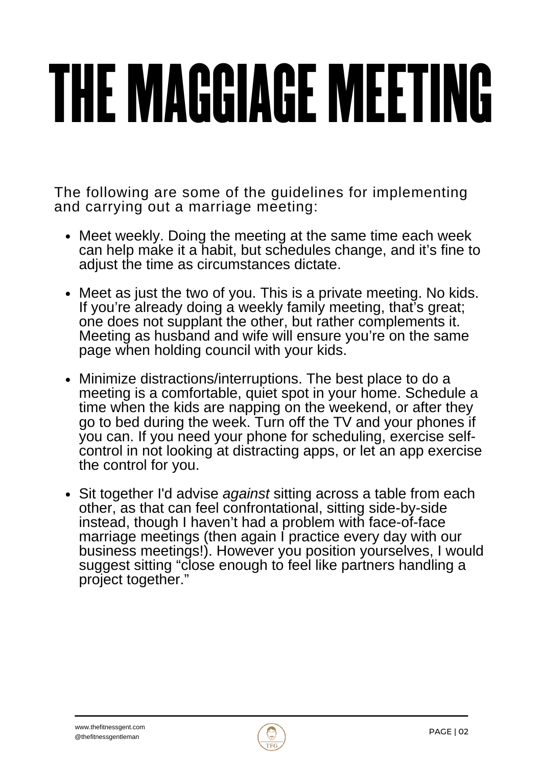# THE MAGGIAGE MEETING

The following are some of the guidelines for implementing and carrying out a marriage meeting:

- Meet weekly. Doing the meeting at the same time each week can help make it a habit, but schedules change, and it's fine to adjust the time as circumstances dictate.
- Meet as just the two of you. This is a private meeting. No kids. If you're already doing a weekly family meeting, that's great; one does not supplant the other, but rather complements it. Meeting as husband and wife will ensure you're on the same page when holding council with your kids.
- Minimize distractions/interruptions. The best place to do a meeting is a comfortable, quiet spot in your home. Schedule a time when the kids are napping on the weekend, or after they go to bed during the week. Turn off the TV and your phones if you can. If you need your phone for scheduling, exercise self-control in not looking at distracting apps, or let an app exercise the control for you.
- Sit together I'd advise *against* sitting across a table from each other, as that can feel confrontational, sitting side-by-side instead, though I haven't had a problem with face-of-face marriage meetings (then again I practice every day with our business meetings!). However you position yourselves, I would suggest sitting "close enough to feel like partners handling a project together."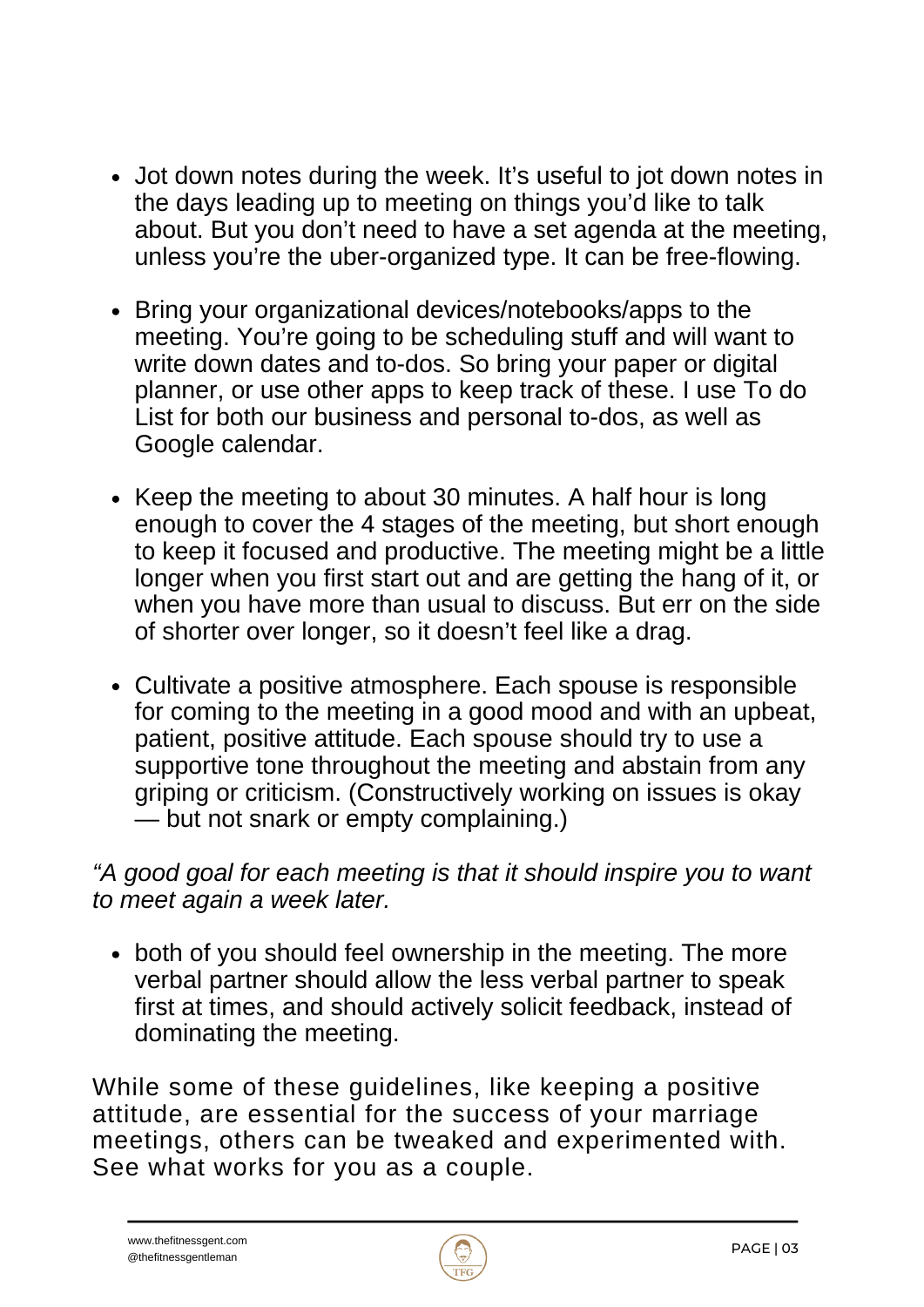- Jot down notes during the week. It's useful to jot down notes in the days leading up to meeting on things you'd like to talk about. But you don't need to have a set agenda at the meeting, unless you're the uber-organized type. It can be free-flowing.
- Bring your organizational devices/notebooks/apps to the meeting. You're going to be scheduling stuff and will want to write down dates and to-dos. So bring your paper or digital planner, or use other apps to keep track of these. I use To do List for both our business and personal to-dos, as well as Google calendar.
- Keep the meeting to about 30 minutes. A half hour is long enough to cover the 4 stages of the meeting, but short enough to keep it focused and productive. The meeting might be a little longer when you first start out and are getting the hang of it, or when you have more than usual to discuss. But err on the side of shorter over longer, so it doesn't feel like a drag.
- Cultivate a positive atmosphere. Each spouse is responsible for coming to the meeting in a good mood and with an upbeat, patient, positive attitude. Each spouse should try to use a supportive tone throughout the meeting and abstain from any griping or criticism. (Constructively working on issues is okay — but not snark or empty complaining.)

*"A good goal for each meeting is that it should inspire you to want to meet again a week later.*

- both of you should feel ownership in the meeting. The more verbal partner should allow the less verbal partner to speak first at times, and should actively solicit feedback, instead of dominating the meeting.

While some of these guidelines, like keeping a positive attitude, are essential for the success of your marriage meetings, others can be tweaked and experimented with. See what works for you as a couple.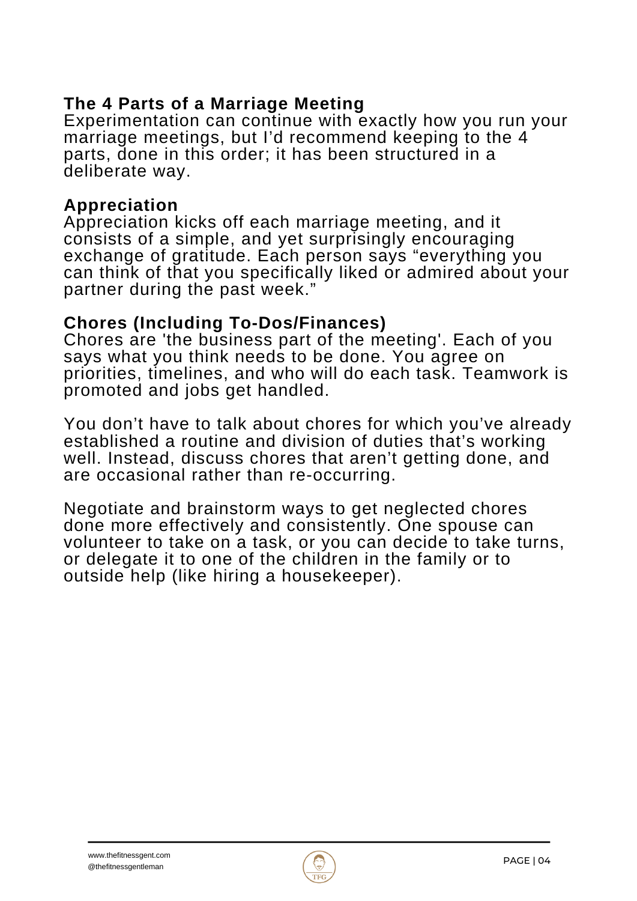## The 4 Parts of a Marriage Meeting

Experimentation can continue with exactly how you run your marriage meetings, but I'd recommend keeping to the 4 parts, done in this order; it has been structured in a deliberate way.

### Appreciation

Appreciation kicks off each marriage meeting, and it consists of a simple, and yet surprisingly encouraging exchange of gratitude. Each person says "everything you can think of that you specifically liked or admired about your partner during the past week."

### Chores (Including To-Dos/Finances)

Chores are 'the business part of the meeting'. Each of you says what you think needs to be done. You agree on priorities, timelines, and who will do each task. Teamwork is promoted and jobs get handled.

You don't have to talk about chores for which you've already established a routine and division of duties that's working well. Instead, discuss chores that aren't getting done, and are occasional rather than re-occurring.

Negotiate and brainstorm ways to get neglected chores done more effectively and consistently. One spouse can volunteer to take on a task, or you can decide to take turns, or delegate it to one of the children in the family or to outside help (like hiring a housekeeper).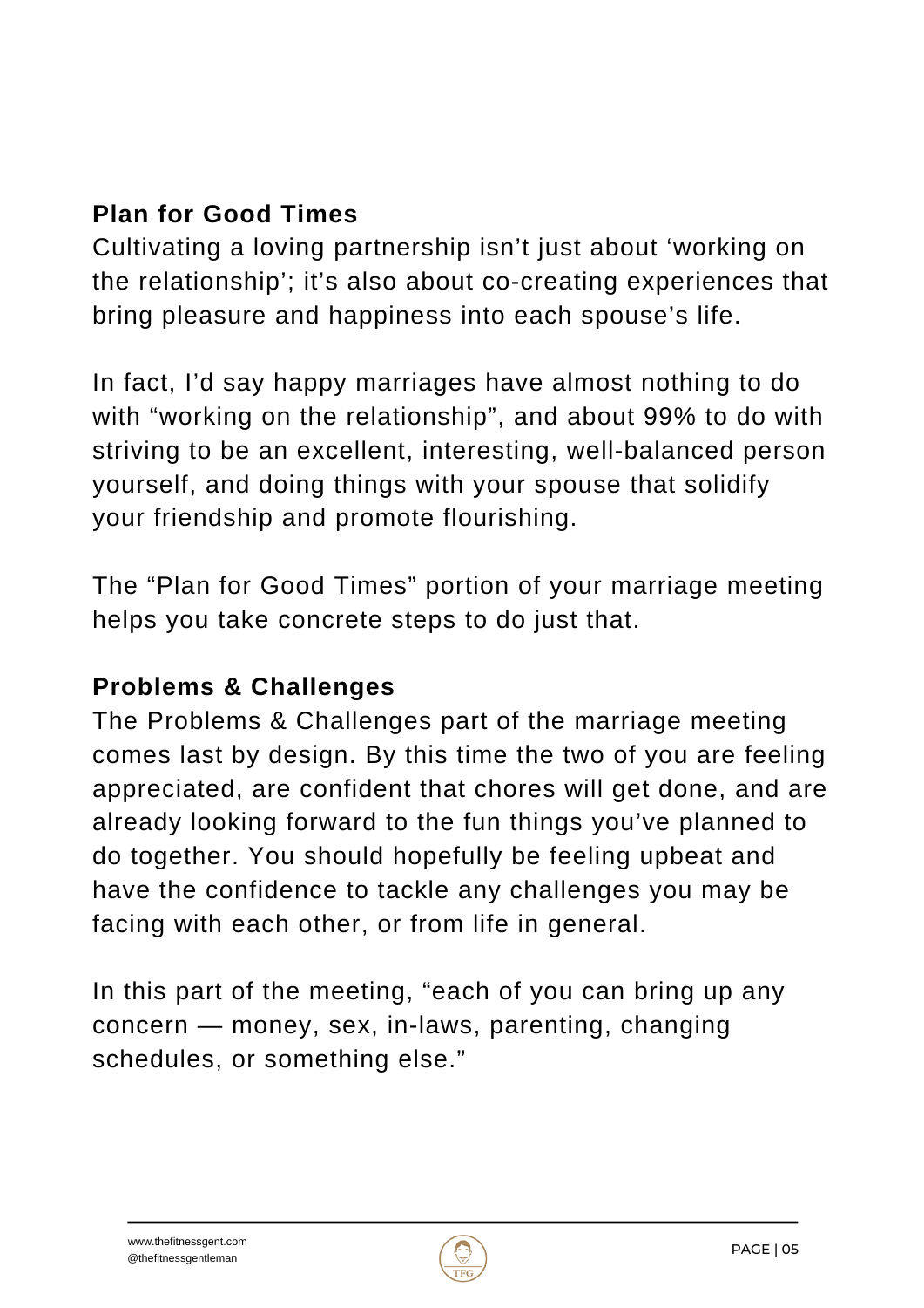## Plan for Good Times

Cultivating a loving partnership isn't just about 'working on the relationship'; it's also about co-creating experiences that bring pleasure and happiness into each spouse's life.

In fact, I'd say happy marriages have almost nothing to do with "working on the relationship", and about 99% to do with striving to be an excellent, interesting, well-balanced person yourself, and doing things with your spouse that solidify your friendship and promote flourishing.

The "Plan for Good Times" portion of your marriage meeting helps you take concrete steps to do just that.

## Problems & Challenges

The Problems & Challenges part of the marriage meeting comes last by design. By this time the two of you are feeling appreciated, are confident that chores will get done, and are already looking forward to the fun things you've planned to do together. You should hopefully be feeling upbeat and have the confidence to tackle any challenges you may be facing with each other, or from life in general.

In this part of the meeting, "each of you can bring up any concern — money, sex, in-laws, parenting, changing schedules, or something else."